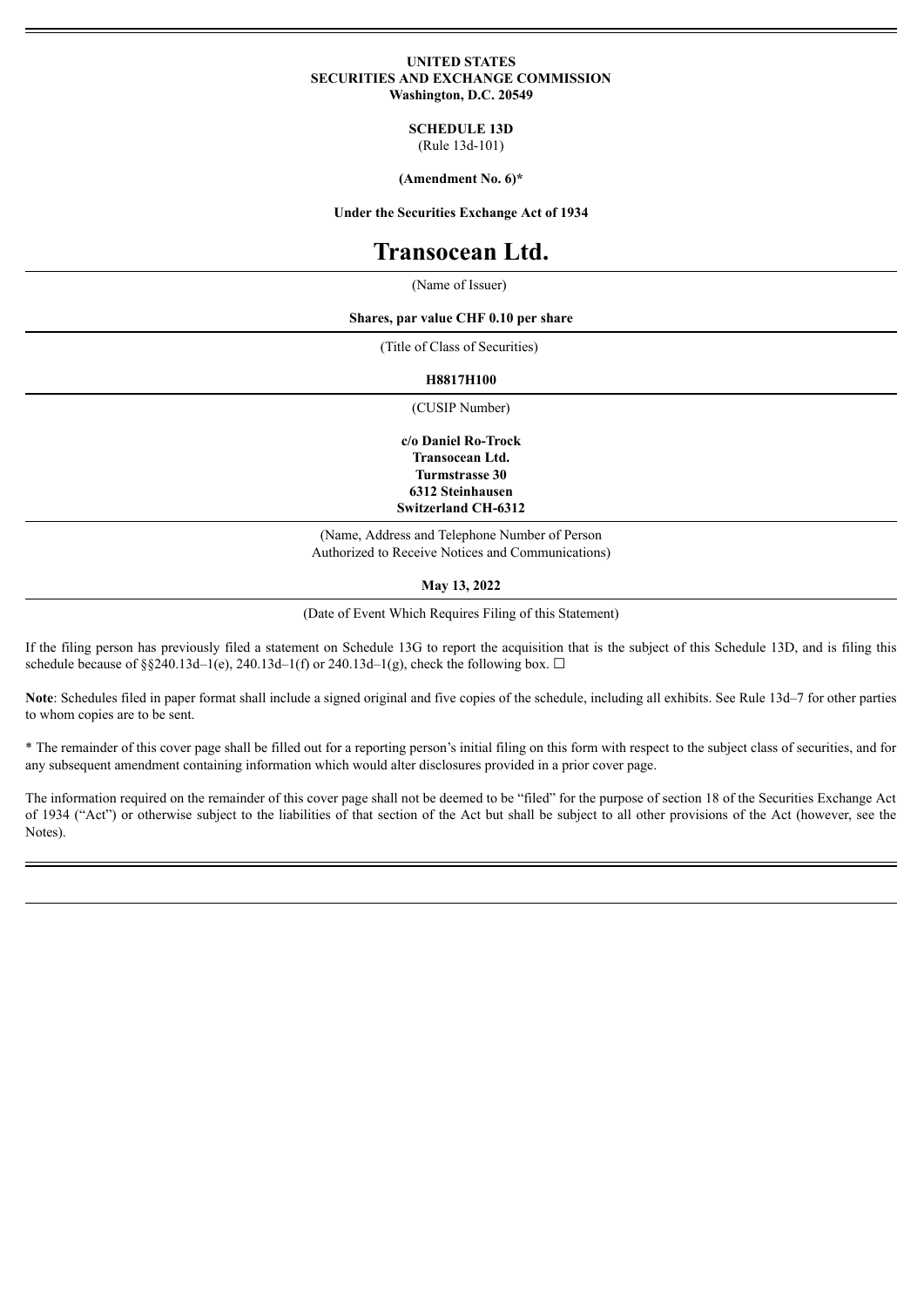**UNITED STATES**
**SECURITIES AND EXCHANGE COMMISSION**
**Washington, D.C. 20549**

**SCHEDULE 13D**
(Rule 13d-101)

**(Amendment No. 6)***

**Under the Securities Exchange Act of 1934**

# Transocean Ltd.

(Name of Issuer)

**Shares, par value CHF 0.10 per share**

(Title of Class of Securities)

**H8817H100**

(CUSIP Number)

**c/o Daniel Ro-Trock**
**Transocean Ltd.**
**Turmstrasse 30**
**6312 Steinhausen**
**Switzerland CH-6312**

(Name, Address and Telephone Number of Person Authorized to Receive Notices and Communications)

**May 13, 2022**

(Date of Event Which Requires Filing of this Statement)

If the filing person has previously filed a statement on Schedule 13G to report the acquisition that is the subject of this Schedule 13D, and is filing this schedule because of §§240.13d–1(e), 240.13d–1(f) or 240.13d–1(g), check the following box. ☐

**Note**: Schedules filed in paper format shall include a signed original and five copies of the schedule, including all exhibits. See Rule 13d–7 for other parties to whom copies are to be sent.

* The remainder of this cover page shall be filled out for a reporting person's initial filing on this form with respect to the subject class of securities, and for any subsequent amendment containing information which would alter disclosures provided in a prior cover page.

The information required on the remainder of this cover page shall not be deemed to be "filed" for the purpose of section 18 of the Securities Exchange Act of 1934 ("Act") or otherwise subject to the liabilities of that section of the Act but shall be subject to all other provisions of the Act (however, see the Notes).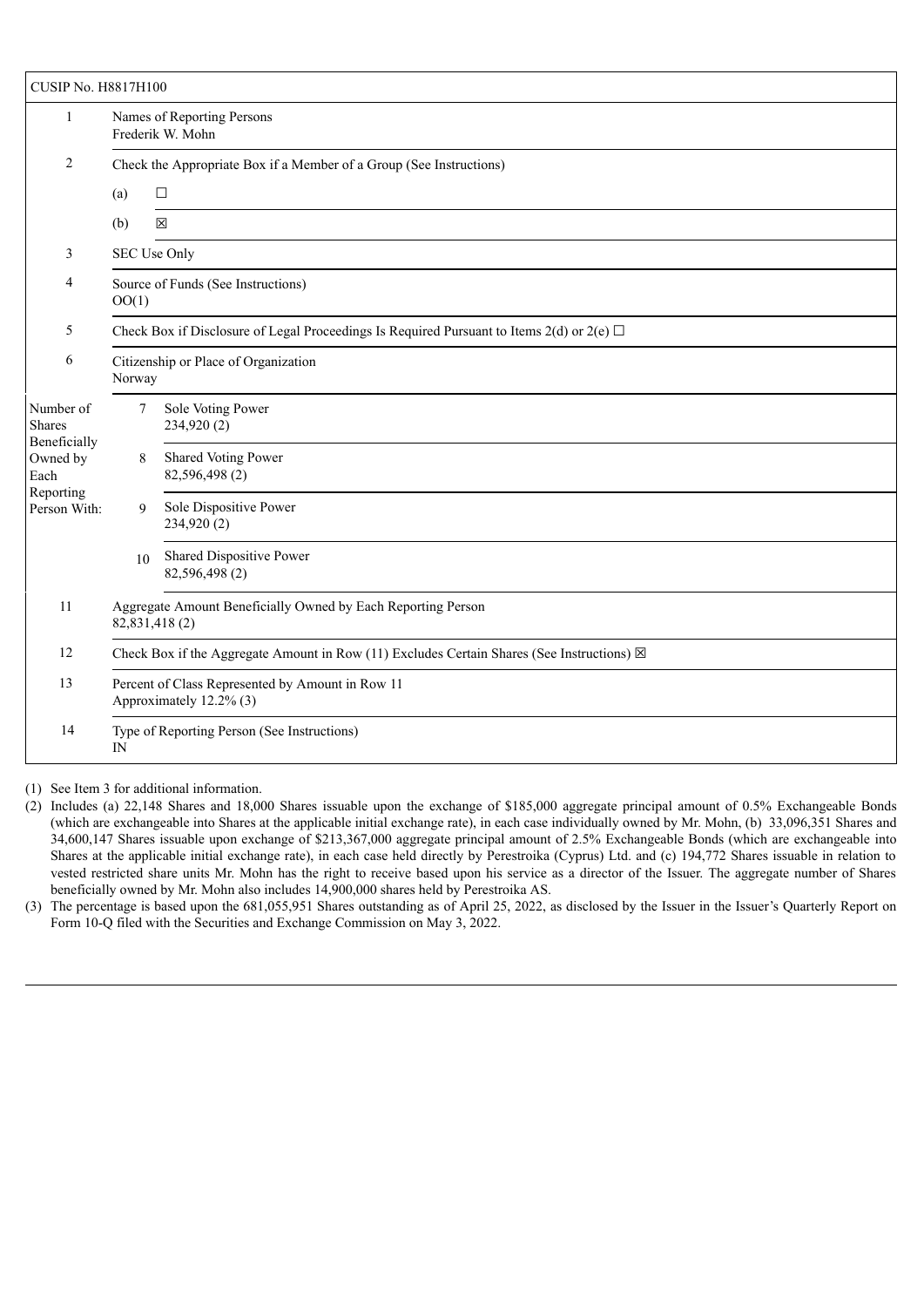| CUSIP No. H8817H100 | | | |
|---|---|---|---|
| 1 | Names of Reporting Persons<br>Frederik W. Mohn | | |
| 2 | Check the Appropriate Box if a Member of a Group (See Instructions) | | |
| | (a) ☐ | | |
| | (b) ☒ | | |
| 3 | SEC Use Only | | |
| 4 | Source of Funds (See Instructions)<br>OO(1) | | |
| 5 | Check Box if Disclosure of Legal Proceedings Is Required Pursuant to Items 2(d) or 2(e) ☐ | | |
| 6 | Citizenship or Place of Organization<br>Norway | | |
| Number of Shares Beneficially Owned by Each Reporting Person With: | 7 | Sole Voting Power<br>234,920 (2) | |
| | 8 | Shared Voting Power<br>82,596,498 (2) | |
| | 9 | Sole Dispositive Power<br>234,920 (2) | |
| | 10 | Shared Dispositive Power<br>82,596,498 (2) | |
| 11 | Aggregate Amount Beneficially Owned by Each Reporting Person<br>82,831,418 (2) | | |
| 12 | Check Box if the Aggregate Amount in Row (11) Excludes Certain Shares (See Instructions) ☒ | | |
| 13 | Percent of Class Represented by Amount in Row 11<br>Approximately 12.2% (3) | | |
| 14 | Type of Reporting Person (See Instructions)<br>IN | | |

(1) See Item 3 for additional information.

(2) Includes (a) 22,148 Shares and 18,000 Shares issuable upon the exchange of $185,000 aggregate principal amount of 0.5% Exchangeable Bonds (which are exchangeable into Shares at the applicable initial exchange rate), in each case individually owned by Mr. Mohn, (b) 33,096,351 Shares and 34,600,147 Shares issuable upon exchange of $213,367,000 aggregate principal amount of 2.5% Exchangeable Bonds (which are exchangeable into Shares at the applicable initial exchange rate), in each case held directly by Perestroika (Cyprus) Ltd. and (c) 194,772 Shares issuable in relation to vested restricted share units Mr. Mohn has the right to receive based upon his service as a director of the Issuer. The aggregate number of Shares beneficially owned by Mr. Mohn also includes 14,900,000 shares held by Perestroika AS.

(3) The percentage is based upon the 681,055,951 Shares outstanding as of April 25, 2022, as disclosed by the Issuer in the Issuer's Quarterly Report on Form 10-Q filed with the Securities and Exchange Commission on May 3, 2022.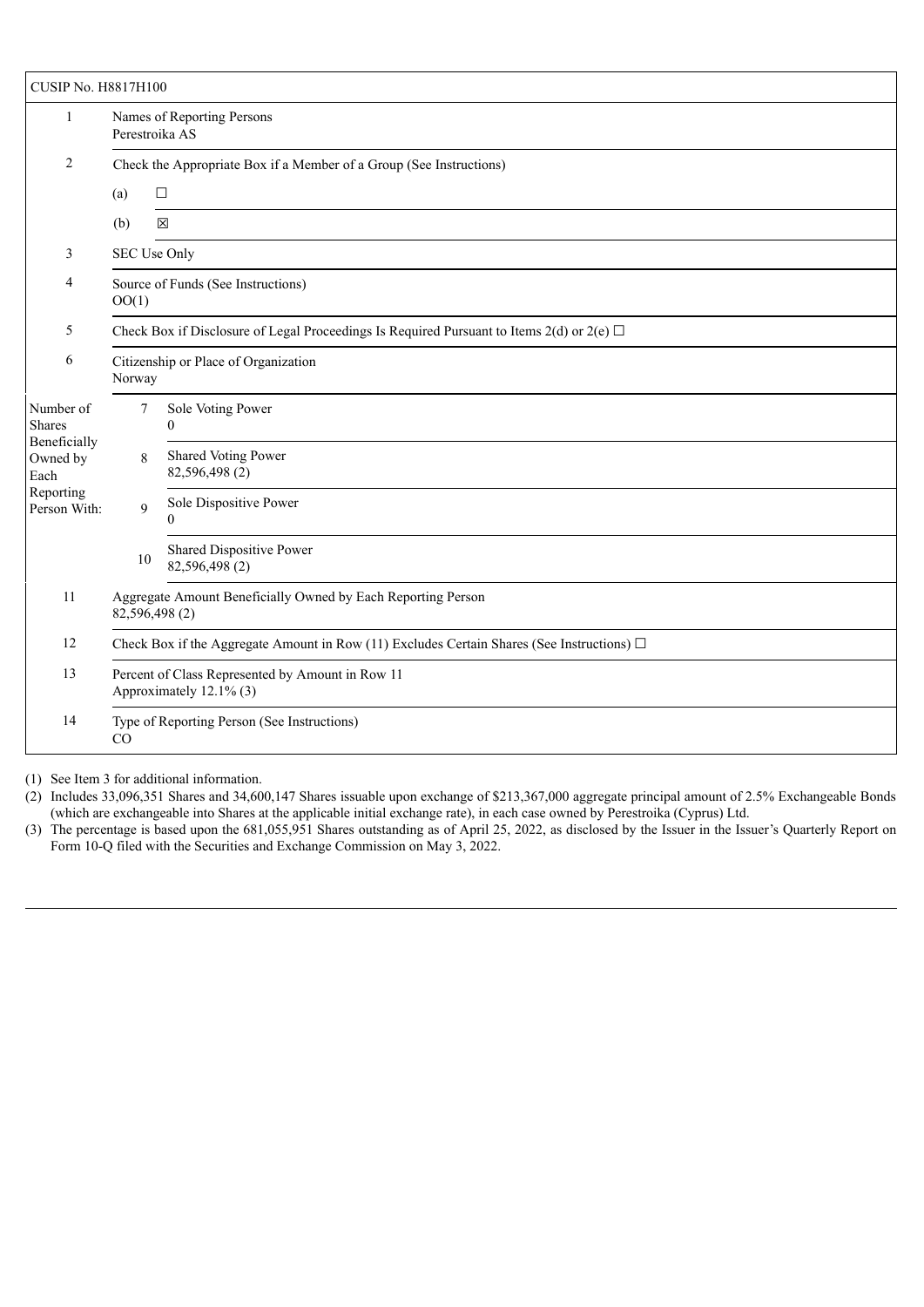| CUSIP No. H8817H100 | | | |
|---|---|---|---|
| 1 | Names of Reporting Persons<br>Perestroika AS | | |
| 2 | Check the Appropriate Box if a Member of a Group (See Instructions) | | |
| | (a) ☐ | | |
| | (b) ☒ | | |
| 3 | SEC Use Only | | |
| 4 | Source of Funds (See Instructions)<br>OO(1) | | |
| 5 | Check Box if Disclosure of Legal Proceedings Is Required Pursuant to Items 2(d) or 2(e) ☐ | | |
| 6 | Citizenship or Place of Organization<br>Norway | | |
| Number of Shares Beneficially Owned by Each Reporting Person With: | 7 | Sole Voting Power<br>0 | |
| | 8 | Shared Voting Power<br>82,596,498 (2) | |
| | 9 | Sole Dispositive Power<br>0 | |
| | 10 | Shared Dispositive Power<br>82,596,498 (2) | |
| 11 | Aggregate Amount Beneficially Owned by Each Reporting Person<br>82,596,498 (2) | | |
| 12 | Check Box if the Aggregate Amount in Row (11) Excludes Certain Shares (See Instructions) ☐ | | |
| 13 | Percent of Class Represented by Amount in Row 11<br>Approximately 12.1% (3) | | |
| 14 | Type of Reporting Person (See Instructions)<br>CO | | |

(1) See Item 3 for additional information.

(2) Includes 33,096,351 Shares and 34,600,147 Shares issuable upon exchange of $213,367,000 aggregate principal amount of 2.5% Exchangeable Bonds (which are exchangeable into Shares at the applicable initial exchange rate), in each case owned by Perestroika (Cyprus) Ltd.

(3) The percentage is based upon the 681,055,951 Shares outstanding as of April 25, 2022, as disclosed by the Issuer in the Issuer's Quarterly Report on Form 10-Q filed with the Securities and Exchange Commission on May 3, 2022.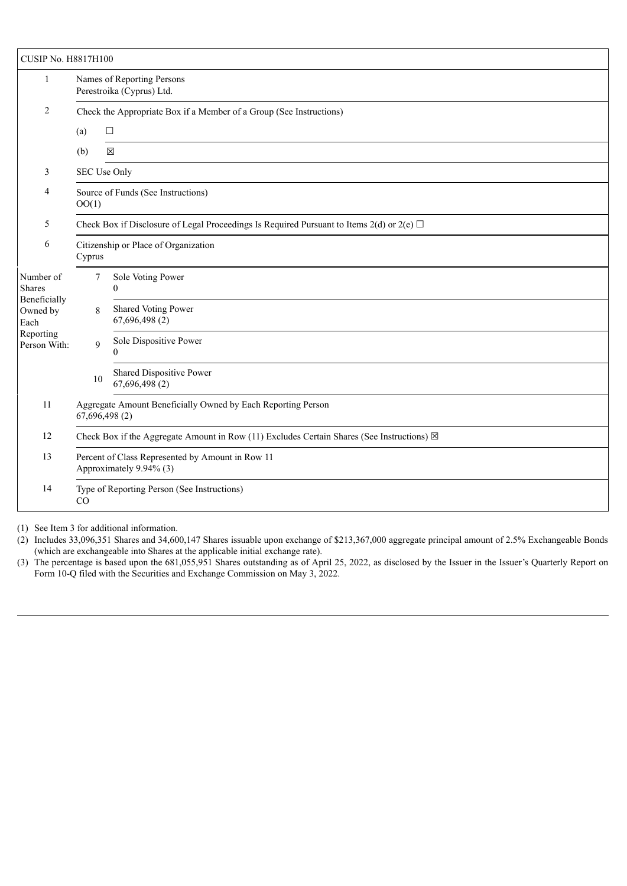| CUSIP No. H8817H100 | | | |
|---|---|---|---|
| 1 | Names of Reporting Persons<br>Perestroika (Cyprus) Ltd. | | |
| 2 | Check the Appropriate Box if a Member of a Group (See Instructions) | | |
| | (a) ☐ | | |
| | (b) ☒ | | |
| 3 | SEC Use Only | | |
| 4 | Source of Funds (See Instructions)<br>OO(1) | | |
| 5 | Check Box if Disclosure of Legal Proceedings Is Required Pursuant to Items 2(d) or 2(e) ☐ | | |
| 6 | Citizenship or Place of Organization<br>Cyprus | | |
| Number of Shares Beneficially Owned by Each Reporting Person With: | 7 | Sole Voting Power<br>0 | |
| | 8 | Shared Voting Power<br>67,696,498 (2) | |
| | 9 | Sole Dispositive Power<br>0 | |
| | 10 | Shared Dispositive Power<br>67,696,498 (2) | |
| 11 | Aggregate Amount Beneficially Owned by Each Reporting Person<br>67,696,498 (2) | | |
| 12 | Check Box if the Aggregate Amount in Row (11) Excludes Certain Shares (See Instructions) ☒ | | |
| 13 | Percent of Class Represented by Amount in Row 11<br>Approximately 9.94% (3) | | |
| 14 | Type of Reporting Person (See Instructions)<br>CO | | |

(1) See Item 3 for additional information.

(2) Includes 33,096,351 Shares and 34,600,147 Shares issuable upon exchange of $213,367,000 aggregate principal amount of 2.5% Exchangeable Bonds (which are exchangeable into Shares at the applicable initial exchange rate).

(3) The percentage is based upon the 681,055,951 Shares outstanding as of April 25, 2022, as disclosed by the Issuer in the Issuer's Quarterly Report on Form 10-Q filed with the Securities and Exchange Commission on May 3, 2022.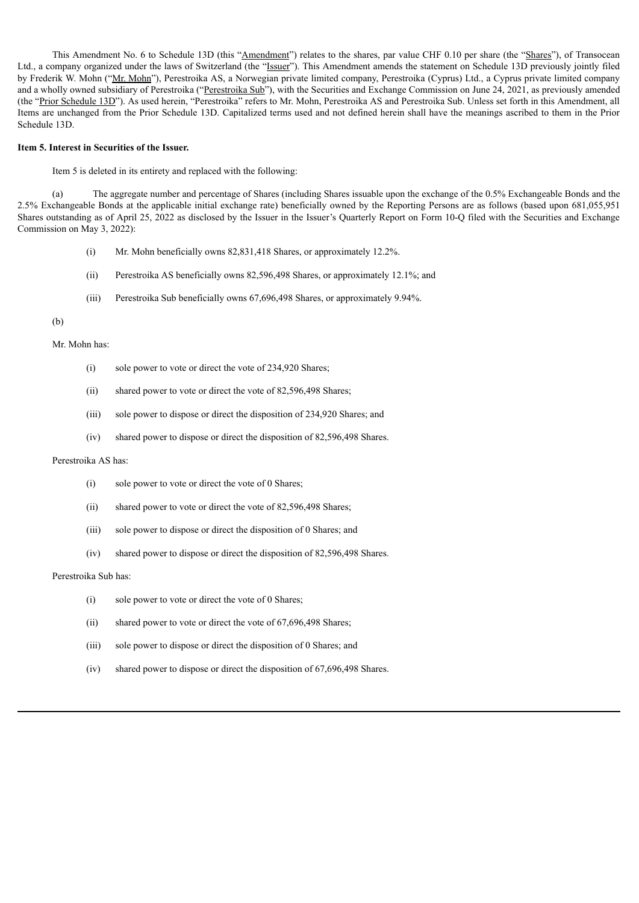This Amendment No. 6 to Schedule 13D (this "Amendment") relates to the shares, par value CHF 0.10 per share (the "Shares"), of Transocean Ltd., a company organized under the laws of Switzerland (the "Issuer"). This Amendment amends the statement on Schedule 13D previously jointly filed by Frederik W. Mohn ("Mr. Mohn"), Perestroika AS, a Norwegian private limited company, Perestroika (Cyprus) Ltd., a Cyprus private limited company and a wholly owned subsidiary of Perestroika ("Perestroika Sub"), with the Securities and Exchange Commission on June 24, 2021, as previously amended (the "Prior Schedule 13D"). As used herein, "Perestroika" refers to Mr. Mohn, Perestroika AS and Perestroika Sub. Unless set forth in this Amendment, all Items are unchanged from the Prior Schedule 13D. Capitalized terms used and not defined herein shall have the meanings ascribed to them in the Prior Schedule 13D.

**Item 5. Interest in Securities of the Issuer.**

Item 5 is deleted in its entirety and replaced with the following:

(a) The aggregate number and percentage of Shares (including Shares issuable upon the exchange of the 0.5% Exchangeable Bonds and the 2.5% Exchangeable Bonds at the applicable initial exchange rate) beneficially owned by the Reporting Persons are as follows (based upon 681,055,951 Shares outstanding as of April 25, 2022 as disclosed by the Issuer in the Issuer's Quarterly Report on Form 10-Q filed with the Securities and Exchange Commission on May 3, 2022):

(i) Mr. Mohn beneficially owns 82,831,418 Shares, or approximately 12.2%.

(ii) Perestroika AS beneficially owns 82,596,498 Shares, or approximately 12.1%; and

(iii) Perestroika Sub beneficially owns 67,696,498 Shares, or approximately 9.94%.

(b)

Mr. Mohn has:

(i) sole power to vote or direct the vote of 234,920 Shares;

(ii) shared power to vote or direct the vote of 82,596,498 Shares;

(iii) sole power to dispose or direct the disposition of 234,920 Shares; and

(iv) shared power to dispose or direct the disposition of 82,596,498 Shares.

Perestroika AS has:

(i) sole power to vote or direct the vote of 0 Shares;

(ii) shared power to vote or direct the vote of 82,596,498 Shares;

(iii) sole power to dispose or direct the disposition of 0 Shares; and

(iv) shared power to dispose or direct the disposition of 82,596,498 Shares.

Perestroika Sub has:

(i) sole power to vote or direct the vote of 0 Shares;

(ii) shared power to vote or direct the vote of 67,696,498 Shares;

(iii) sole power to dispose or direct the disposition of 0 Shares; and

(iv) shared power to dispose or direct the disposition of 67,696,498 Shares.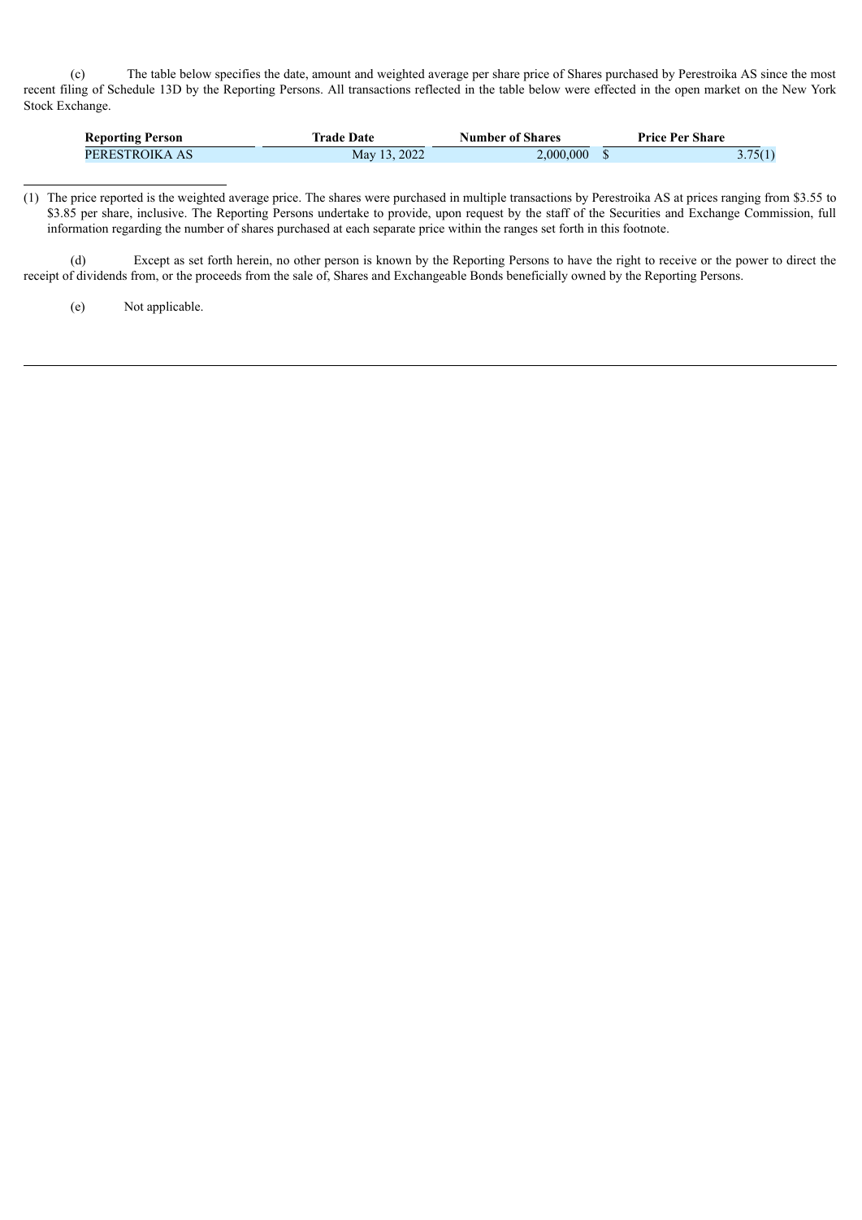(c) The table below specifies the date, amount and weighted average per share price of Shares purchased by Perestroika AS since the most recent filing of Schedule 13D by the Reporting Persons. All transactions reflected in the table below were effected in the open market on the New York Stock Exchange.

| Reporting Person | Trade Date | Number of Shares | Price Per Share |
|---|---|---|---|
| PERESTROIKA AS | May 13, 2022 | 2,000,000 | $ 3.75(1) |

(1) The price reported is the weighted average price. The shares were purchased in multiple transactions by Perestroika AS at prices ranging from $3.55 to $3.85 per share, inclusive. The Reporting Persons undertake to provide, upon request by the staff of the Securities and Exchange Commission, full information regarding the number of shares purchased at each separate price within the ranges set forth in this footnote.

(d) Except as set forth herein, no other person is known by the Reporting Persons to have the right to receive or the power to direct the receipt of dividends from, or the proceeds from the sale of, Shares and Exchangeable Bonds beneficially owned by the Reporting Persons.

(e) Not applicable.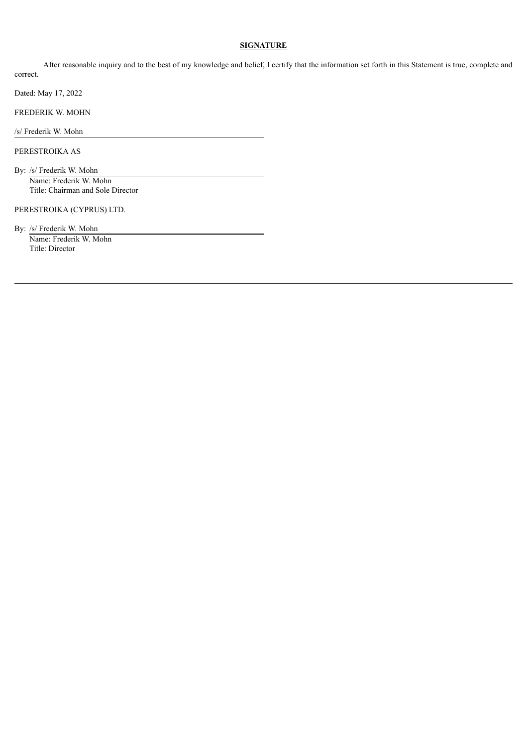**SIGNATURE**

After reasonable inquiry and to the best of my knowledge and belief, I certify that the information set forth in this Statement is true, complete and correct.

Dated: May 17, 2022

FREDERIK W. MOHN

/s/ Frederik W. Mohn

PERESTROIKA AS

By: /s/ Frederik W. Mohn
Name: Frederik W. Mohn
Title: Chairman and Sole Director

PERESTROIKA (CYPRUS) LTD.

By: /s/ Frederik W. Mohn
Name: Frederik W. Mohn
Title: Director